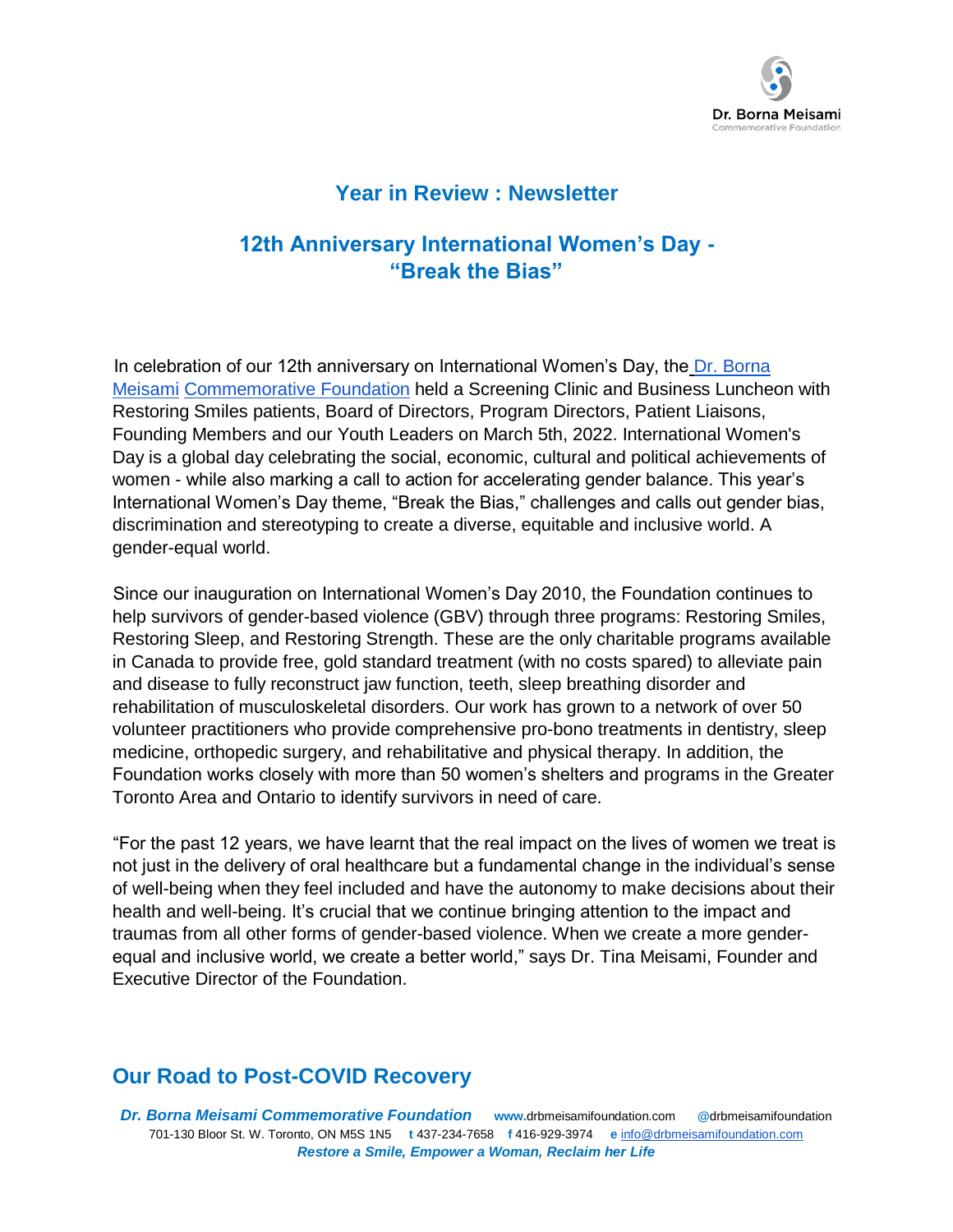## Year in Review : Newsletter

## 12th Anniversary International Women's Day - "Break the Bias"

In celebration of our 12th anniversary on International Women's Day, the Dr. Borna Meisami Commemorative Foundation held a Screening Clinic and Business Luncheon with Restoring Smiles patients, Board of Directors, Program Directors, Patient Liaisons, Founding Members and our Youth Leaders on March 5th, 2022. International Women's Day is a global day celebrating the social, economic, cultural and political achievements of women - while also marking a call to action for accelerating gender balance. This year's International Women's Day theme, "Break the Bias," challenges and calls out gender bias, discrimination and stereotyping to create a diverse, equitable and inclusive world. A gender-equal world.

Since our inauguration on International Women's Day 2010, the Foundation continues to help survivors of gender-based violence (GBV) through three programs: Restoring Smiles, Restoring Sleep, and Restoring Strength. These are the only charitable programs available in Canada to provide free, gold standard treatment (with no costs spared) to alleviate pain and disease to fully reconstruct jaw function, teeth, sleep breathing disorder and rehabilitation of musculoskeletal disorders. Our work has grown to a network of over 50 volunteer practitioners who provide comprehensive pro-bono treatments in dentistry, sleep medicine, orthopedic surgery, and rehabilitative and physical therapy. In addition, the Foundation works closely with more than 50 women's shelters and programs in the Greater Toronto Area and Ontario to identify survivors in need of care.

"For the past 12 years, we have learnt that the real impact on the lives of women we treat is not just in the delivery of oral healthcare but a fundamental change in the individual's sense of well-being when they feel included and have the autonomy to make decisions about their health and well-being. It's crucial that we continue bringing attention to the impact and traumas from all other forms of gender-based violence. When we create a more gender-equal and inclusive world, we create a better world," says Dr. Tina Meisami, Founder and Executive Director of the Foundation.

## Our Road to Post-COVID Recovery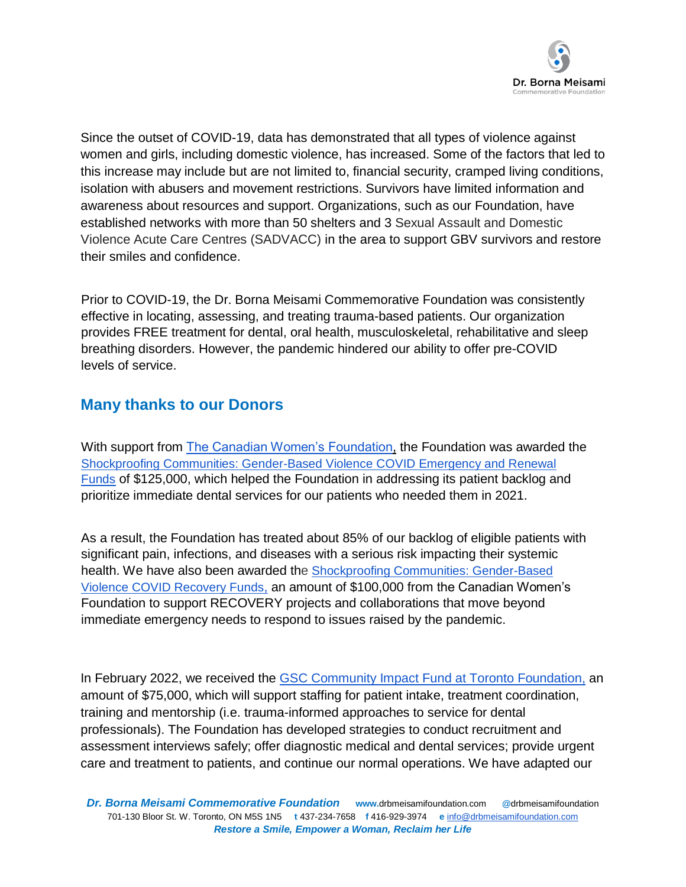Since the outset of COVID-19, data has demonstrated that all types of violence against women and girls, including domestic violence, has increased. Some of the factors that led to this increase may include but are not limited to, financial security, cramped living conditions, isolation with abusers and movement restrictions. Survivors have limited information and awareness about resources and support. Organizations, such as our Foundation, have established networks with more than 50 shelters and 3 Sexual Assault and Domestic Violence Acute Care Centres (SADVACC) in the area to support GBV survivors and restore their smiles and confidence.

Prior to COVID-19, the Dr. Borna Meisami Commemorative Foundation was consistently effective in locating, assessing, and treating trauma-based patients. Our organization provides FREE treatment for dental, oral health, musculoskeletal, rehabilitative and sleep breathing disorders. However, the pandemic hindered our ability to offer pre-COVID levels of service.

## Many thanks to our Donors

With support from The Canadian Women's Foundation, the Foundation was awarded the Shockproofing Communities: Gender-Based Violence COVID Emergency and Renewal Funds of $125,000, which helped the Foundation in addressing its patient backlog and prioritize immediate dental services for our patients who needed them in 2021.

As a result, the Foundation has treated about 85% of our backlog of eligible patients with significant pain, infections, and diseases with a serious risk impacting their systemic health. We have also been awarded the Shockproofing Communities: Gender-Based Violence COVID Recovery Funds, an amount of $100,000 from the Canadian Women's Foundation to support RECOVERY projects and collaborations that move beyond immediate emergency needs to respond to issues raised by the pandemic.

In February 2022, we received the GSC Community Impact Fund at Toronto Foundation, an amount of $75,000, which will support staffing for patient intake, treatment coordination, training and mentorship (i.e. trauma-informed approaches to service for dental professionals). The Foundation has developed strategies to conduct recruitment and assessment interviews safely; offer diagnostic medical and dental services; provide urgent care and treatment to patients, and continue our normal operations. We have adapted our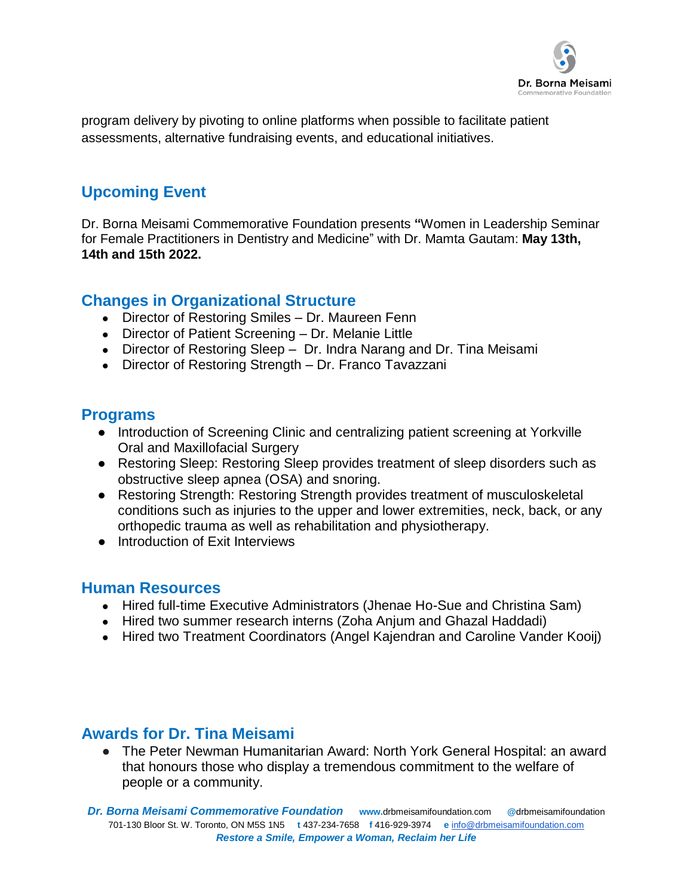program delivery by pivoting to online platforms when possible to facilitate patient assessments, alternative fundraising events, and educational initiatives.

## Upcoming Event

Dr. Borna Meisami Commemorative Foundation presents **"**Women in Leadership Seminar for Female Practitioners in Dentistry and Medicine" with Dr. Mamta Gautam: **May 13th, 14th and 15th 2022.**

## Changes in Organizational Structure

- Director of Restoring Smiles – Dr. Maureen Fenn
- Director of Patient Screening – Dr. Melanie Little
- Director of Restoring Sleep – Dr. Indra Narang and Dr. Tina Meisami
- Director of Restoring Strength – Dr. Franco Tavazzani

## Programs

- Introduction of Screening Clinic and centralizing patient screening at Yorkville Oral and Maxillofacial Surgery
- Restoring Sleep: Restoring Sleep provides treatment of sleep disorders such as obstructive sleep apnea (OSA) and snoring.
- Restoring Strength: Restoring Strength provides treatment of musculoskeletal conditions such as injuries to the upper and lower extremities, neck, back, or any orthopedic trauma as well as rehabilitation and physiotherapy.
- Introduction of Exit Interviews

## Human Resources

- Hired full-time Executive Administrators (Jhenae Ho-Sue and Christina Sam)
- Hired two summer research interns (Zoha Anjum and Ghazal Haddadi)
- Hired two Treatment Coordinators (Angel Kajendran and Caroline Vander Kooij)

## Awards for Dr. Tina Meisami

- The Peter Newman Humanitarian Award: North York General Hospital: an award that honours those who display a tremendous commitment to the welfare of people or a community.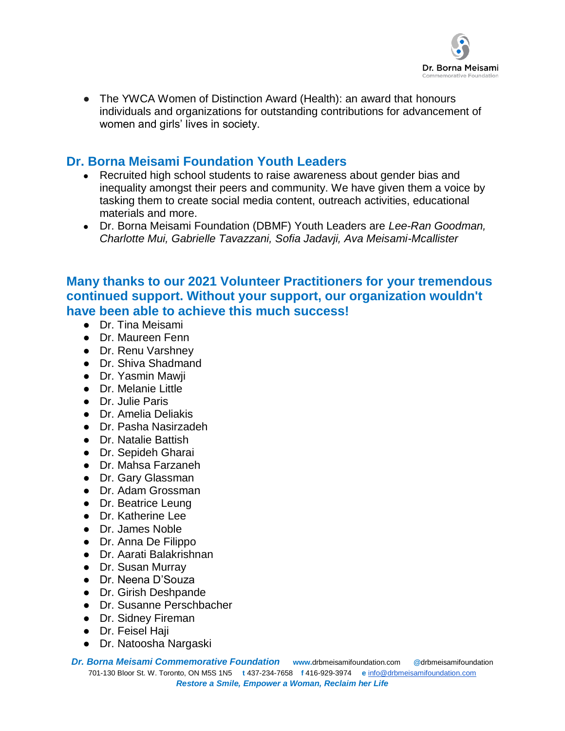- The YWCA Women of Distinction Award (Health): an award that honours individuals and organizations for outstanding contributions for advancement of women and girls' lives in society.

## Dr. Borna Meisami Foundation Youth Leaders

- Recruited high school students to raise awareness about gender bias and inequality amongst their peers and community. We have given them a voice by tasking them to create social media content, outreach activities, educational materials and more.
- Dr. Borna Meisami Foundation (DBMF) Youth Leaders are *Lee-Ran Goodman, Charlotte Mui, Gabrielle Tavazzani, Sofia Jadavji, Ava Meisami-Mcallister*

## Many thanks to our 2021 Volunteer Practitioners for your tremendous continued support. Without your support, our organization wouldn't have been able to achieve this much success!

- Dr. Tina Meisami
- Dr. Maureen Fenn
- Dr. Renu Varshney
- Dr. Shiva Shadmand
- Dr. Yasmin Mawji
- Dr. Melanie Little
- Dr. Julie Paris
- Dr. Amelia Deliakis
- Dr. Pasha Nasirzadeh
- Dr. Natalie Battish
- Dr. Sepideh Gharai
- Dr. Mahsa Farzaneh
- Dr. Gary Glassman
- Dr. Adam Grossman
- Dr. Beatrice Leung
- Dr. Katherine Lee
- Dr. James Noble
- Dr. Anna De Filippo
- Dr. Aarati Balakrishnan
- Dr. Susan Murray
- Dr. Neena D'Souza
- Dr. Girish Deshpande
- Dr. Susanne Perschbacher
- Dr. Sidney Fireman
- Dr. Feisel Haji
- Dr. Natoosha Nargaski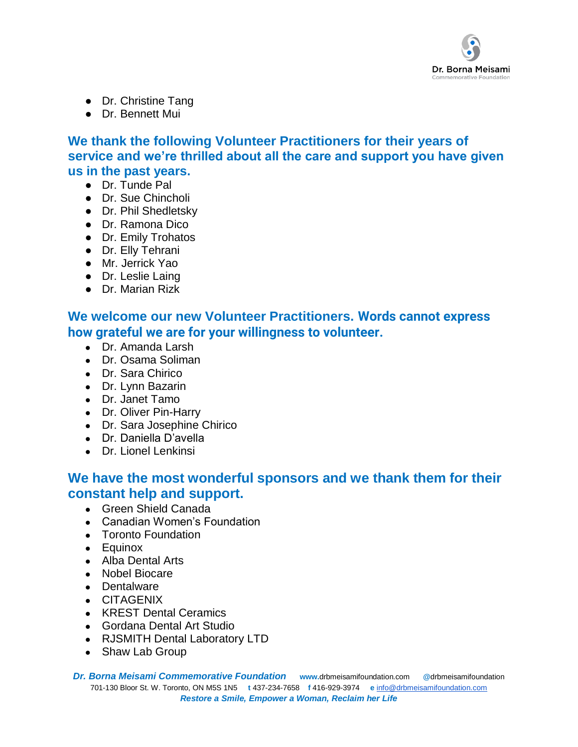- Dr. Christine Tang
- Dr. Bennett Mui

## We thank the following Volunteer Practitioners for their years of service and we're thrilled about all the care and support you have given us in the past years.

- Dr. Tunde Pal
- Dr. Sue Chincholi
- Dr. Phil Shedletsky
- Dr. Ramona Dico
- Dr. Emily Trohatos
- Dr. Elly Tehrani
- Mr. Jerrick Yao
- Dr. Leslie Laing
- Dr. Marian Rizk

## We welcome our new Volunteer Practitioners. Words cannot express how grateful we are for your willingness to volunteer.

- Dr. Amanda Larsh
- Dr. Osama Soliman
- Dr. Sara Chirico
- Dr. Lynn Bazarin
- Dr. Janet Tamo
- Dr. Oliver Pin-Harry
- Dr. Sara Josephine Chirico
- Dr. Daniella D'avella
- Dr. Lionel Lenkinsi

## We have the most wonderful sponsors and we thank them for their constant help and support.

- Green Shield Canada
- Canadian Women's Foundation
- Toronto Foundation
- Equinox
- Alba Dental Arts
- Nobel Biocare
- Dentalware
- CITAGENIX
- KREST Dental Ceramics
- Gordana Dental Art Studio
- RJSMITH Dental Laboratory LTD
- Shaw Lab Group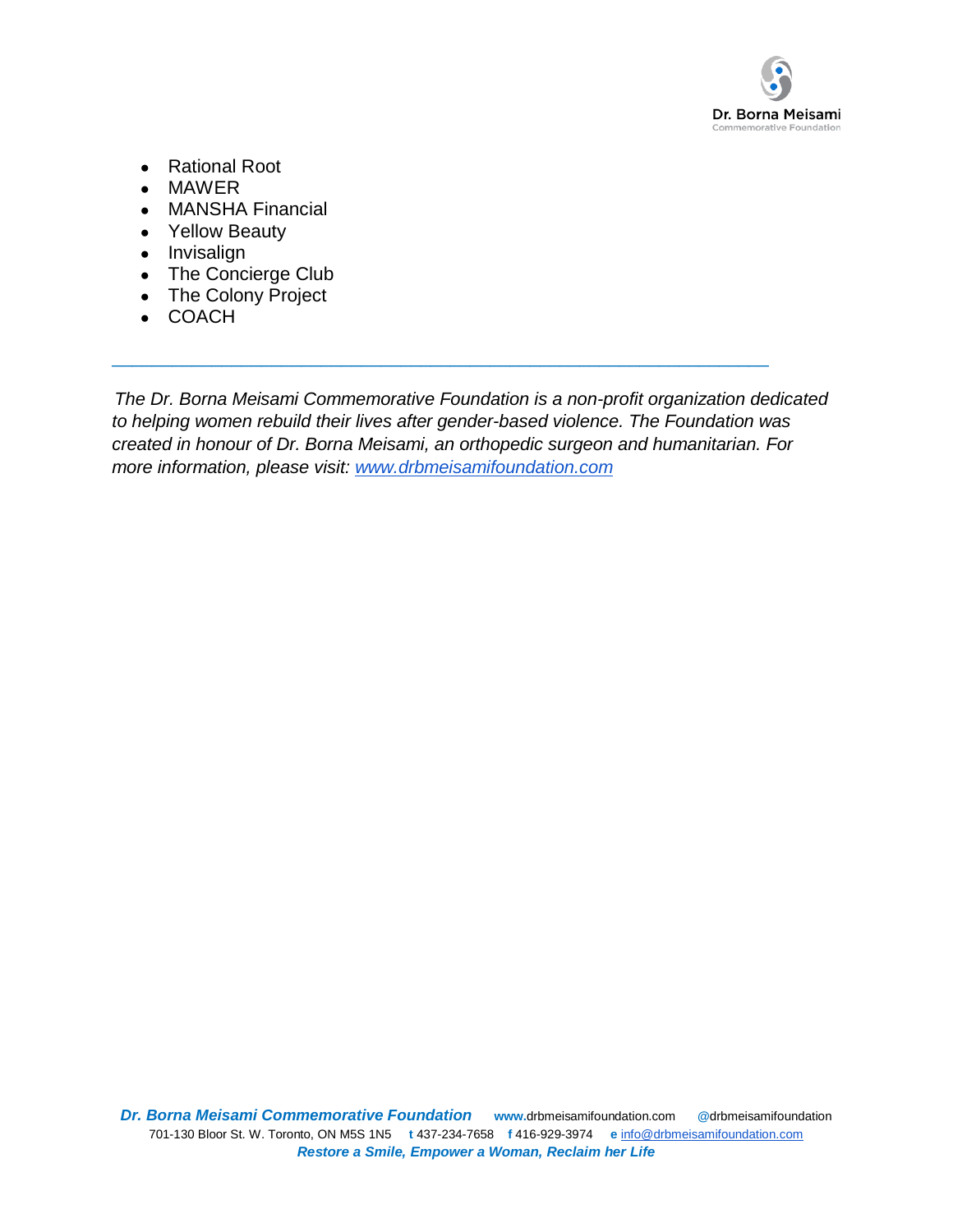- Rational Root
- MAWER
- MANSHA Financial
- Yellow Beauty
- Invisalign
- The Concierge Club
- The Colony Project
- COACH

---

*The Dr. Borna Meisami Commemorative Foundation is a non-profit organization dedicated to helping women rebuild their lives after gender-based violence. The Foundation was created in honour of Dr. Borna Meisami, an orthopedic surgeon and humanitarian. For more information, please visit: [www.drbmeisamifoundation.com](http://www.drbmeisamifoundation.com)*